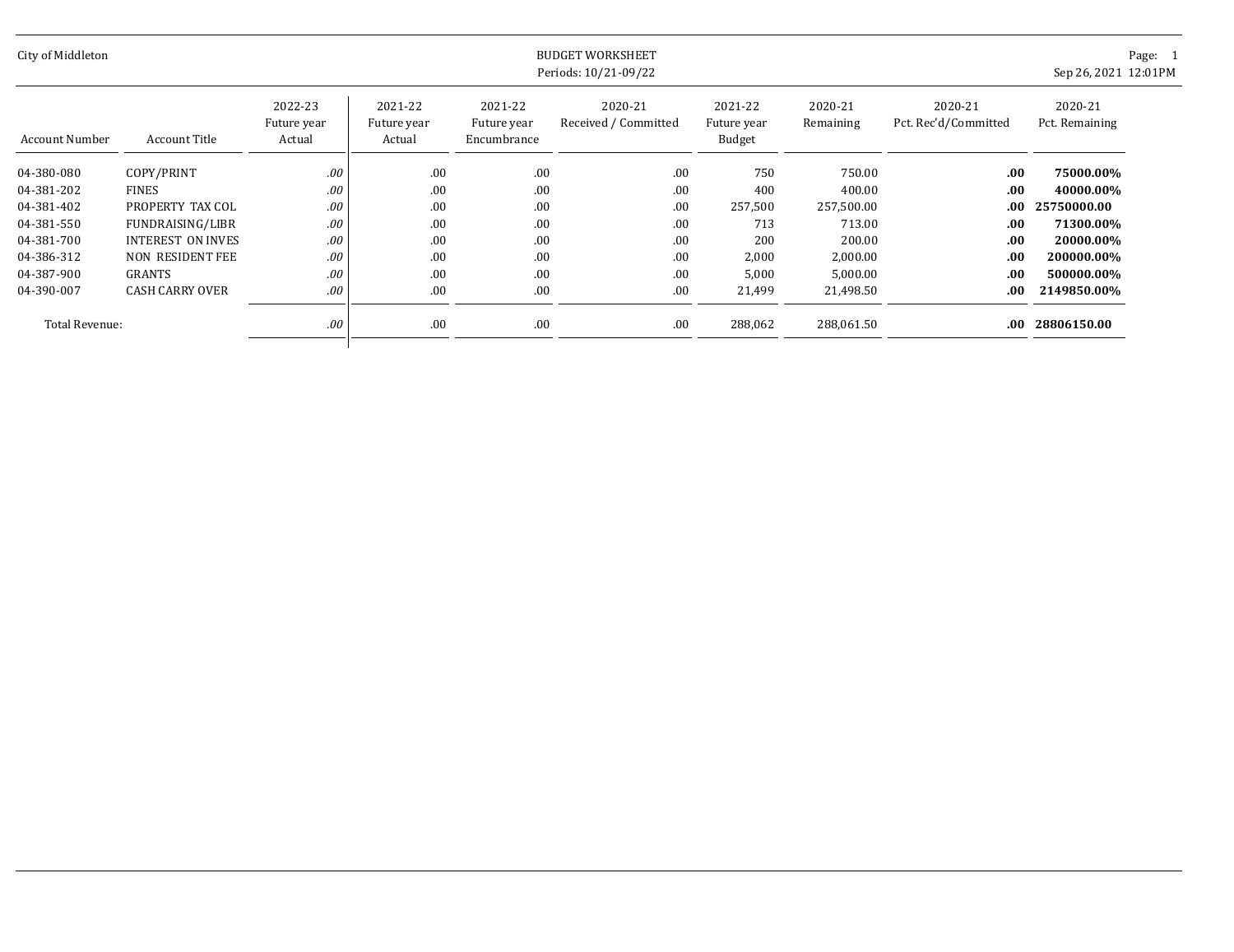City of Middleton

BUDGET WORKSHEET
Periods: 10/21-09/22

Page: 1
Sep 26, 2021 12:01PM

| Account Number | Account Title | 2022-23 Future year Actual | 2021-22 Future year Actual | 2021-22 Future year Encumbrance | 2020-21 Received / Committed | 2021-22 Future year Budget | 2020-21 Remaining | 2020-21 Pct. Rec'd/Committed | 2020-21 Pct. Remaining |
|---|---|---|---|---|---|---|---|---|---|
| 04-380-080 | COPY/PRINT | *.00* | .00 | .00 | .00 | 750 | 750.00 | **.00** | **75000.00%** |
| 04-381-202 | FINES | *.00* | .00 | .00 | .00 | 400 | 400.00 | **.00** | **40000.00%** |
| 04-381-402 | PROPERTY TAX COL | *.00* | .00 | .00 | .00 | 257,500 | 257,500.00 | **.00** | **25750000.00** |
| 04-381-550 | FUNDRAISING/LIBR | *.00* | .00 | .00 | .00 | 713 | 713.00 | **.00** | **71300.00%** |
| 04-381-700 | INTEREST ON INVES | *.00* | .00 | .00 | .00 | 200 | 200.00 | **.00** | **20000.00%** |
| 04-386-312 | NON RESIDENT FEE | *.00* | .00 | .00 | .00 | 2,000 | 2,000.00 | **.00** | **200000.00%** |
| 04-387-900 | GRANTS | *.00* | .00 | .00 | .00 | 5,000 | 5,000.00 | **.00** | **500000.00%** |
| 04-390-007 | CASH CARRY OVER | *.00* | .00 | .00 | .00 | 21,499 | 21,498.50 | **.00** | **2149850.00%** |
| Total Revenue: | | *.00* | .00 | .00 | .00 | 288,062 | 288,061.50 | **.00** | **28806150.00** |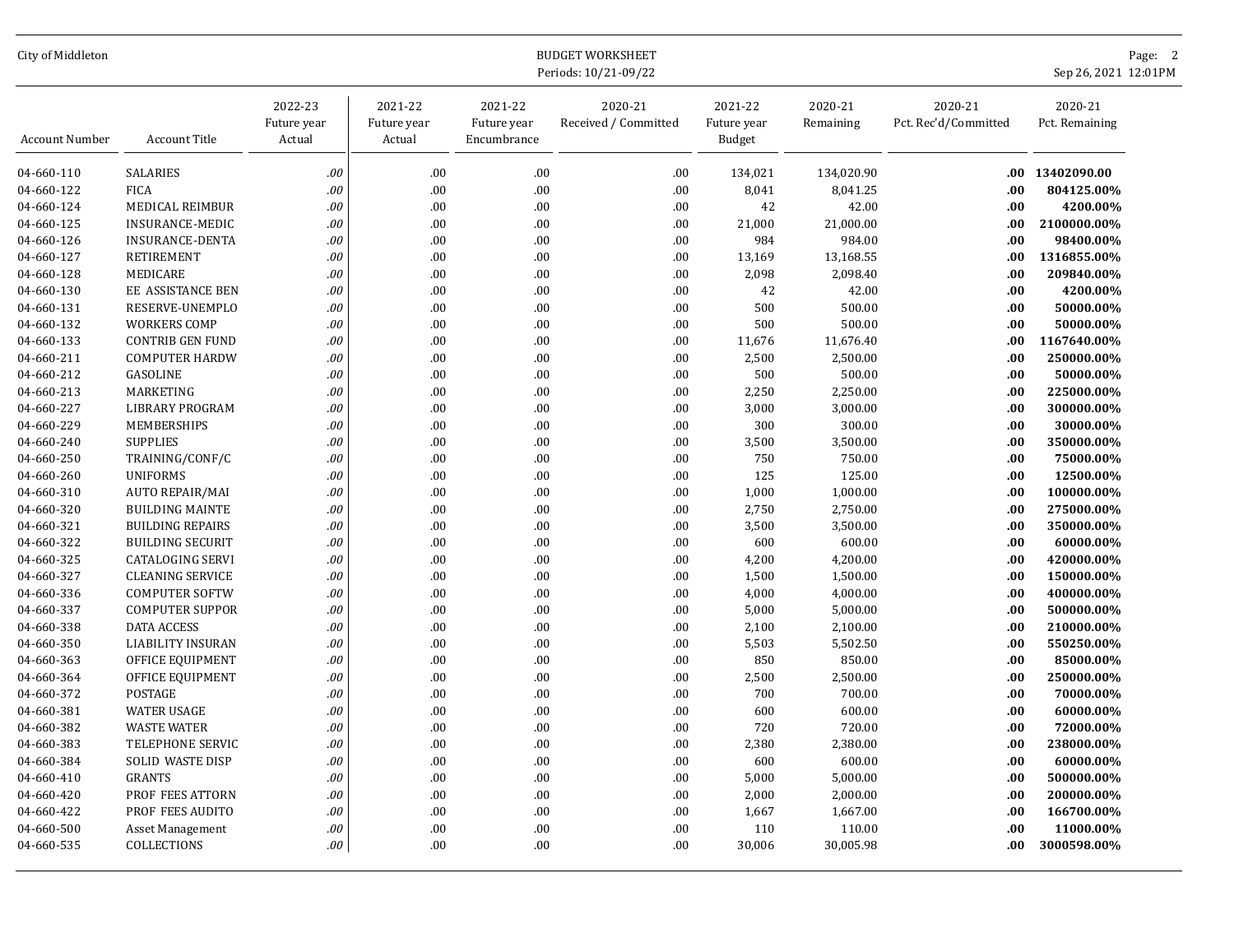City of Middleton

BUDGET WORKSHEET
Periods: 10/21-09/22

| Account Number | Account Title | 2022-23 Future year Actual | 2021-22 Future year Actual | 2021-22 Future year Encumbrance | 2020-21 Received / Committed | 2021-22 Future year Budget | 2020-21 Remaining | 2020-21 Pct. Rec'd/Committed | 2020-21 Pct. Remaining |
|---|---|---|---|---|---|---|---|---|---|
| 04-660-110 | SALARIES | *.00* | .00 | .00 | .00 | 134,021 | 134,020.90 | **.00** | **13402090.00** |
| 04-660-122 | FICA | *.00* | .00 | .00 | .00 | 8,041 | 8,041.25 | **.00** | **804125.00%** |
| 04-660-124 | MEDICAL REIMBUR | *.00* | .00 | .00 | .00 | 42 | 42.00 | **.00** | **4200.00%** |
| 04-660-125 | INSURANCE-MEDIC | *.00* | .00 | .00 | .00 | 21,000 | 21,000.00 | **.00** | **2100000.00%** |
| 04-660-126 | INSURANCE-DENTA | *.00* | .00 | .00 | .00 | 984 | 984.00 | **.00** | **98400.00%** |
| 04-660-127 | RETIREMENT | *.00* | .00 | .00 | .00 | 13,169 | 13,168.55 | **.00** | **1316855.00%** |
| 04-660-128 | MEDICARE | *.00* | .00 | .00 | .00 | 2,098 | 2,098.40 | **.00** | **209840.00%** |
| 04-660-130 | EE ASSISTANCE BEN | *.00* | .00 | .00 | .00 | 42 | 42.00 | **.00** | **4200.00%** |
| 04-660-131 | RESERVE-UNEMPLO | *.00* | .00 | .00 | .00 | 500 | 500.00 | **.00** | **50000.00%** |
| 04-660-132 | WORKERS COMP | *.00* | .00 | .00 | .00 | 500 | 500.00 | **.00** | **50000.00%** |
| 04-660-133 | CONTRIB GEN FUND | *.00* | .00 | .00 | .00 | 11,676 | 11,676.40 | **.00** | **1167640.00%** |
| 04-660-211 | COMPUTER HARDW | *.00* | .00 | .00 | .00 | 2,500 | 2,500.00 | **.00** | **250000.00%** |
| 04-660-212 | GASOLINE | *.00* | .00 | .00 | .00 | 500 | 500.00 | **.00** | **50000.00%** |
| 04-660-213 | MARKETING | *.00* | .00 | .00 | .00 | 2,250 | 2,250.00 | **.00** | **225000.00%** |
| 04-660-227 | LIBRARY PROGRAM | *.00* | .00 | .00 | .00 | 3,000 | 3,000.00 | **.00** | **300000.00%** |
| 04-660-229 | MEMBERSHIPS | *.00* | .00 | .00 | .00 | 300 | 300.00 | **.00** | **30000.00%** |
| 04-660-240 | SUPPLIES | *.00* | .00 | .00 | .00 | 3,500 | 3,500.00 | **.00** | **350000.00%** |
| 04-660-250 | TRAINING/CONF/C | *.00* | .00 | .00 | .00 | 750 | 750.00 | **.00** | **75000.00%** |
| 04-660-260 | UNIFORMS | *.00* | .00 | .00 | .00 | 125 | 125.00 | **.00** | **12500.00%** |
| 04-660-310 | AUTO REPAIR/MAI | *.00* | .00 | .00 | .00 | 1,000 | 1,000.00 | **.00** | **100000.00%** |
| 04-660-320 | BUILDING MAINTE | *.00* | .00 | .00 | .00 | 2,750 | 2,750.00 | **.00** | **275000.00%** |
| 04-660-321 | BUILDING REPAIRS | *.00* | .00 | .00 | .00 | 3,500 | 3,500.00 | **.00** | **350000.00%** |
| 04-660-322 | BUILDING SECURIT | *.00* | .00 | .00 | .00 | 600 | 600.00 | **.00** | **60000.00%** |
| 04-660-325 | CATALOGING SERVI | *.00* | .00 | .00 | .00 | 4,200 | 4,200.00 | **.00** | **420000.00%** |
| 04-660-327 | CLEANING SERVICE | *.00* | .00 | .00 | .00 | 1,500 | 1,500.00 | **.00** | **150000.00%** |
| 04-660-336 | COMPUTER SOFTW | *.00* | .00 | .00 | .00 | 4,000 | 4,000.00 | **.00** | **400000.00%** |
| 04-660-337 | COMPUTER SUPPOR | *.00* | .00 | .00 | .00 | 5,000 | 5,000.00 | **.00** | **500000.00%** |
| 04-660-338 | DATA ACCESS | *.00* | .00 | .00 | .00 | 2,100 | 2,100.00 | **.00** | **210000.00%** |
| 04-660-350 | LIABILITY INSURAN | *.00* | .00 | .00 | .00 | 5,503 | 5,502.50 | **.00** | **550250.00%** |
| 04-660-363 | OFFICE EQUIPMENT | *.00* | .00 | .00 | .00 | 850 | 850.00 | **.00** | **85000.00%** |
| 04-660-364 | OFFICE EQUIPMENT | *.00* | .00 | .00 | .00 | 2,500 | 2,500.00 | **.00** | **250000.00%** |
| 04-660-372 | POSTAGE | *.00* | .00 | .00 | .00 | 700 | 700.00 | **.00** | **70000.00%** |
| 04-660-381 | WATER USAGE | *.00* | .00 | .00 | .00 | 600 | 600.00 | **.00** | **60000.00%** |
| 04-660-382 | WASTE WATER | *.00* | .00 | .00 | .00 | 720 | 720.00 | **.00** | **72000.00%** |
| 04-660-383 | TELEPHONE SERVIC | *.00* | .00 | .00 | .00 | 2,380 | 2,380.00 | **.00** | **238000.00%** |
| 04-660-384 | SOLID WASTE DISP | *.00* | .00 | .00 | .00 | 600 | 600.00 | **.00** | **60000.00%** |
| 04-660-410 | GRANTS | *.00* | .00 | .00 | .00 | 5,000 | 5,000.00 | **.00** | **500000.00%** |
| 04-660-420 | PROF FEES ATTORN | *.00* | .00 | .00 | .00 | 2,000 | 2,000.00 | **.00** | **200000.00%** |
| 04-660-422 | PROF FEES AUDITO | *.00* | .00 | .00 | .00 | 1,667 | 1,667.00 | **.00** | **166700.00%** |
| 04-660-500 | Asset Management | *.00* | .00 | .00 | .00 | 110 | 110.00 | **.00** | **11000.00%** |
| 04-660-535 | COLLECTIONS | *.00* | .00 | .00 | .00 | 30,006 | 30,005.98 | **.00** | **3000598.00%** |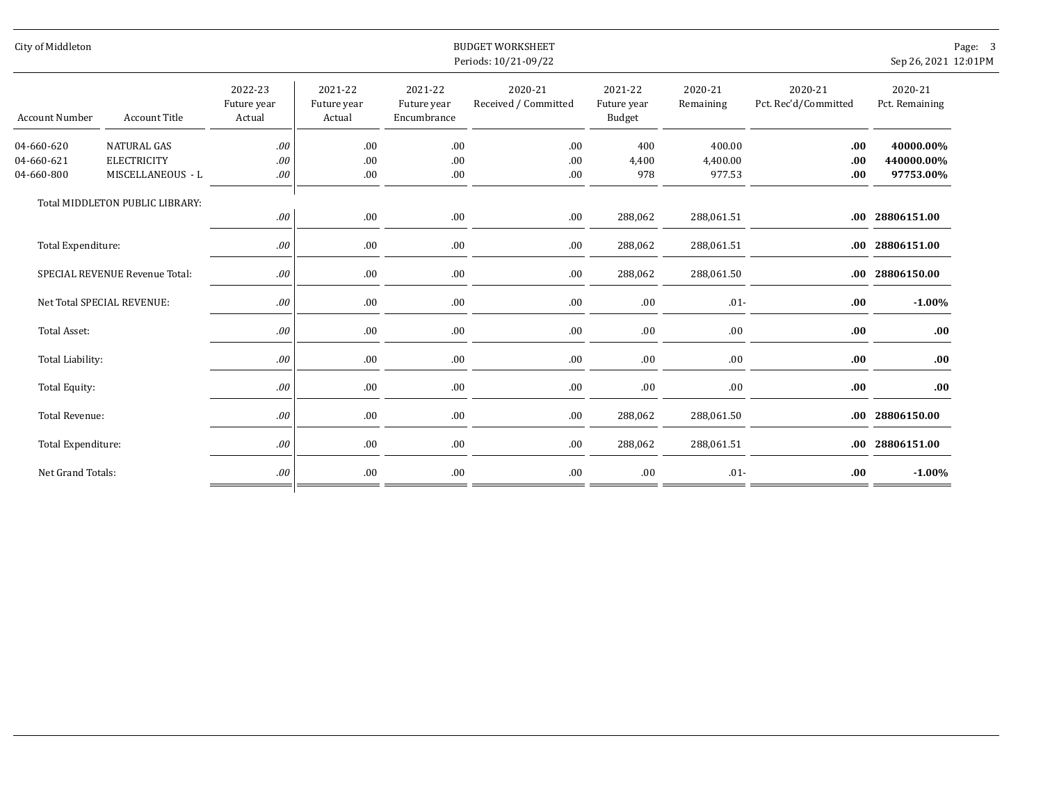City of Middleton

BUDGET WORKSHEET
Periods: 10/21-09/22

Sep 26, 2021 12:01PM

| Account Number | Account Title | 2022-23 Future year Actual | 2021-22 Future year Actual | 2021-22 Future year Encumbrance | 2020-21 Received / Committed | 2021-22 Future year Budget | 2020-21 Remaining | 2020-21 Pct. Rec'd/Committed | 2020-21 Pct. Remaining |
|---|---|---|---|---|---|---|---|---|---|
| 04-660-620 | NATURAL GAS | *.00* | .00 | .00 | .00 | 400 | 400.00 | **.00** | **40000.00%** |
| 04-660-621 | ELECTRICITY | *.00* | .00 | .00 | .00 | 4,400 | 4,400.00 | **.00** | **440000.00%** |
| 04-660-800 | MISCELLANEOUS - L | *.00* | .00 | .00 | .00 | 978 | 977.53 | **.00** | **97753.00%** |
| Total MIDDLETON PUBLIC LIBRARY: | | *.00* | .00 | .00 | .00 | 288,062 | 288,061.51 | **.00** | **28806151.00** |
| Total Expenditure: | | *.00* | .00 | .00 | .00 | 288,062 | 288,061.51 | **.00** | **28806151.00** |
| SPECIAL REVENUE Revenue Total: | | *.00* | .00 | .00 | .00 | 288,062 | 288,061.50 | **.00** | **28806150.00** |
| Net Total SPECIAL REVENUE: | | *.00* | .00 | .00 | .00 | .00 | .01- | **.00** | **-1.00%** |
| Total Asset: | | *.00* | .00 | .00 | .00 | .00 | .00 | **.00** | **.00** |
| Total Liability: | | *.00* | .00 | .00 | .00 | .00 | .00 | **.00** | **.00** |
| Total Equity: | | *.00* | .00 | .00 | .00 | .00 | .00 | **.00** | **.00** |
| Total Revenue: | | *.00* | .00 | .00 | .00 | 288,062 | 288,061.50 | **.00** | **28806150.00** |
| Total Expenditure: | | *.00* | .00 | .00 | .00 | 288,062 | 288,061.51 | **.00** | **28806151.00** |
| Net Grand Totals: | | *.00* | .00 | .00 | .00 | .00 | .01- | **.00** | **-1.00%** |